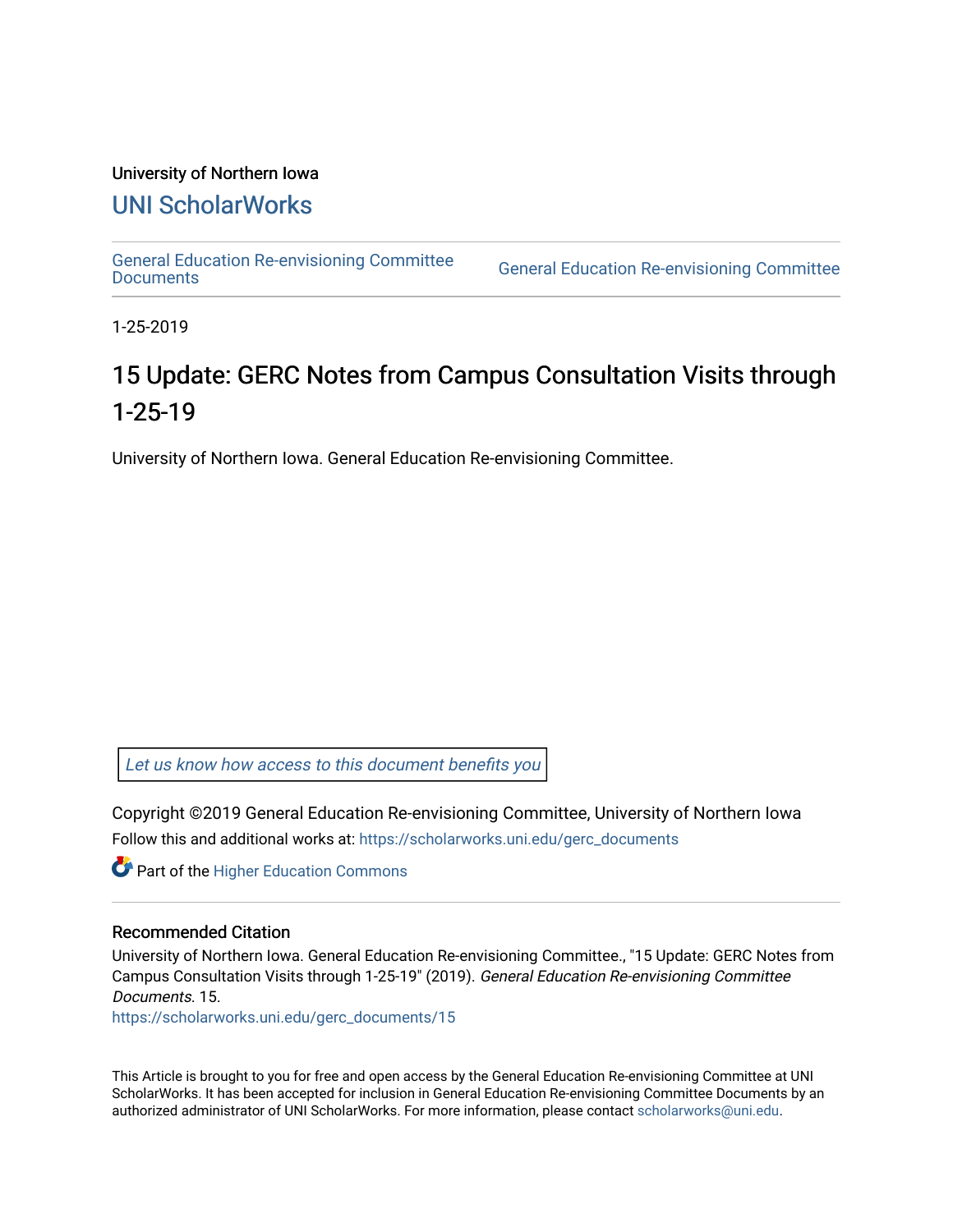University of Northern Iowa

# UNI ScholarWorks

General Education Re-envisioning Committee Documents | General Education Re-envisioning Committee

1-25-2019

# 15 Update: GERC Notes from Campus Consultation Visits through 1-25-19

University of Northern Iowa. General Education Re-envisioning Committee.

*Let us know how access to this document benefits you*

Copyright ©2019 General Education Re-envisioning Committee, University of Northern Iowa

Follow this and additional works at: https://scholarworks.uni.edu/gerc_documents

Part of the Higher Education Commons

## Recommended Citation

University of Northern Iowa. General Education Re-envisioning Committee., "15 Update: GERC Notes from Campus Consultation Visits through 1-25-19" (2019). *General Education Re-envisioning Committee Documents*. 15.
https://scholarworks.uni.edu/gerc_documents/15

This Article is brought to you for free and open access by the General Education Re-envisioning Committee at UNI ScholarWorks. It has been accepted for inclusion in General Education Re-envisioning Committee Documents by an authorized administrator of UNI ScholarWorks. For more information, please contact scholarworks@uni.edu.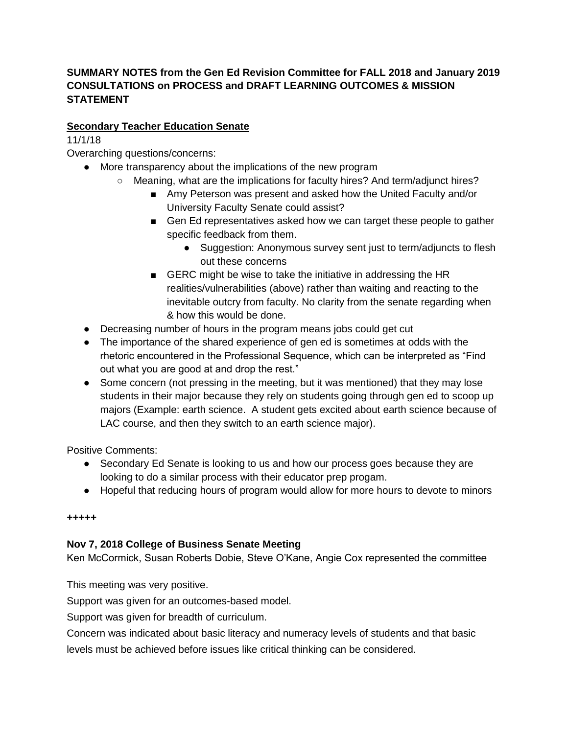**SUMMARY NOTES from the Gen Ed Revision Committee for FALL 2018 and January 2019 CONSULTATIONS on PROCESS and DRAFT LEARNING OUTCOMES & MISSION STATEMENT**

**Secondary Teacher Education Senate**

11/1/18

Overarching questions/concerns:

- More transparency about the implications of the new program
  - Meaning, what are the implications for faculty hires? And term/adjunct hires?
    - Amy Peterson was present and asked how the United Faculty and/or University Faculty Senate could assist?
    - Gen Ed representatives asked how we can target these people to gather specific feedback from them.
      - Suggestion: Anonymous survey sent just to term/adjuncts to flesh out these concerns
    - GERC might be wise to take the initiative in addressing the HR realities/vulnerabilities (above) rather than waiting and reacting to the inevitable outcry from faculty. No clarity from the senate regarding when & how this would be done.
- Decreasing number of hours in the program means jobs could get cut
- The importance of the shared experience of gen ed is sometimes at odds with the rhetoric encountered in the Professional Sequence, which can be interpreted as "Find out what you are good at and drop the rest."
- Some concern (not pressing in the meeting, but it was mentioned) that they may lose students in their major because they rely on students going through gen ed to scoop up majors (Example: earth science. A student gets excited about earth science because of LAC course, and then they switch to an earth science major).

Positive Comments:

- Secondary Ed Senate is looking to us and how our process goes because they are looking to do a similar process with their educator prep progam.
- Hopeful that reducing hours of program would allow for more hours to devote to minors

**+++++**

**Nov 7, 2018 College of Business Senate Meeting**

Ken McCormick, Susan Roberts Dobie, Steve O'Kane, Angie Cox represented the committee

This meeting was very positive.

Support was given for an outcomes-based model.

Support was given for breadth of curriculum.

Concern was indicated about basic literacy and numeracy levels of students and that basic levels must be achieved before issues like critical thinking can be considered.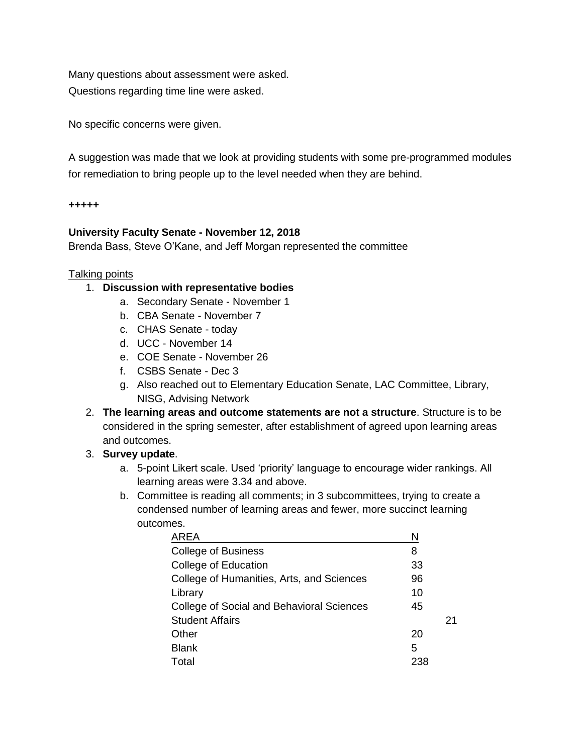Many questions about assessment were asked.
Questions regarding time line were asked.

No specific concerns were given.

A suggestion was made that we look at providing students with some pre-programmed modules for remediation to bring people up to the level needed when they are behind.

**+++++**

**University Faculty Senate - November 12, 2018**
Brenda Bass, Steve O'Kane, and Jeff Morgan represented the committee

Talking points

1. **Discussion with representative bodies**
   a. Secondary Senate - November 1
   b. CBA Senate - November 7
   c. CHAS Senate - today
   d. UCC - November 14
   e. COE Senate - November 26
   f. CSBS Senate - Dec 3
   g. Also reached out to Elementary Education Senate, LAC Committee, Library, NISG, Advising Network
2. **The learning areas and outcome statements are not a structure**. Structure is to be considered in the spring semester, after establishment of agreed upon learning areas and outcomes.
3. **Survey update**.
   a. 5-point Likert scale. Used 'priority' language to encourage wider rankings. All learning areas were 3.34 and above.
   b. Committee is reading all comments; in 3 subcommittees, trying to create a condensed number of learning areas and fewer, more succinct learning outcomes.

| AREA | N | |
|---|---|---|
| College of Business | 8 | |
| College of Education | 33 | |
| College of Humanities, Arts, and Sciences | 96 | |
| Library | 10 | |
| College of Social and Behavioral Sciences | 45 | |
| Student Affairs | | 21 |
| Other | 20 | |
| Blank | 5 | |
| Total | 238 | |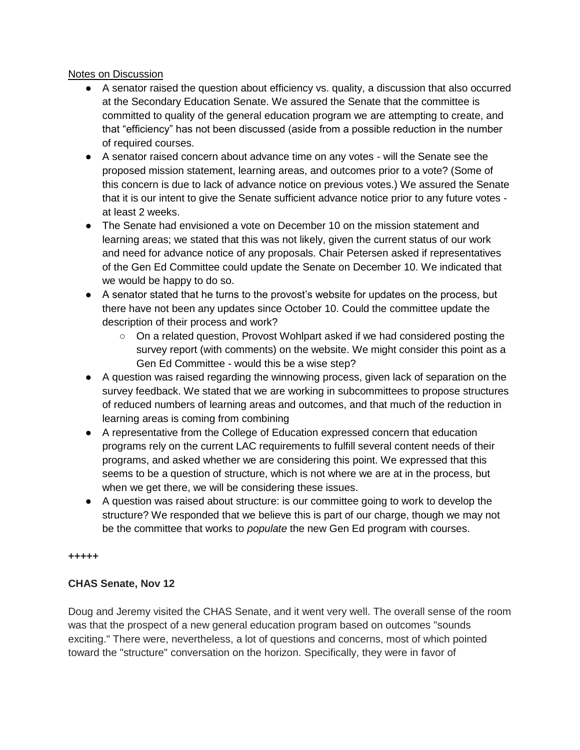Notes on Discussion

- A senator raised the question about efficiency vs. quality, a discussion that also occurred at the Secondary Education Senate. We assured the Senate that the committee is committed to quality of the general education program we are attempting to create, and that "efficiency" has not been discussed (aside from a possible reduction in the number of required courses.
- A senator raised concern about advance time on any votes - will the Senate see the proposed mission statement, learning areas, and outcomes prior to a vote? (Some of this concern is due to lack of advance notice on previous votes.) We assured the Senate that it is our intent to give the Senate sufficient advance notice prior to any future votes - at least 2 weeks.
- The Senate had envisioned a vote on December 10 on the mission statement and learning areas; we stated that this was not likely, given the current status of our work and need for advance notice of any proposals. Chair Petersen asked if representatives of the Gen Ed Committee could update the Senate on December 10. We indicated that we would be happy to do so.
- A senator stated that he turns to the provost's website for updates on the process, but there have not been any updates since October 10. Could the committee update the description of their process and work?
    - On a related question, Provost Wohlpart asked if we had considered posting the survey report (with comments) on the website. We might consider this point as a Gen Ed Committee - would this be a wise step?
- A question was raised regarding the winnowing process, given lack of separation on the survey feedback. We stated that we are working in subcommittees to propose structures of reduced numbers of learning areas and outcomes, and that much of the reduction in learning areas is coming from combining
- A representative from the College of Education expressed concern that education programs rely on the current LAC requirements to fulfill several content needs of their programs, and asked whether we are considering this point. We expressed that this seems to be a question of structure, which is not where we are at in the process, but when we get there, we will be considering these issues.
- A question was raised about structure: is our committee going to work to develop the structure? We responded that we believe this is part of our charge, though we may not be the committee that works to *populate* the new Gen Ed program with courses.

**+++++**

**CHAS Senate, Nov 12**

Doug and Jeremy visited the CHAS Senate, and it went very well. The overall sense of the room was that the prospect of a new general education program based on outcomes "sounds exciting." There were, nevertheless, a lot of questions and concerns, most of which pointed toward the "structure" conversation on the horizon. Specifically, they were in favor of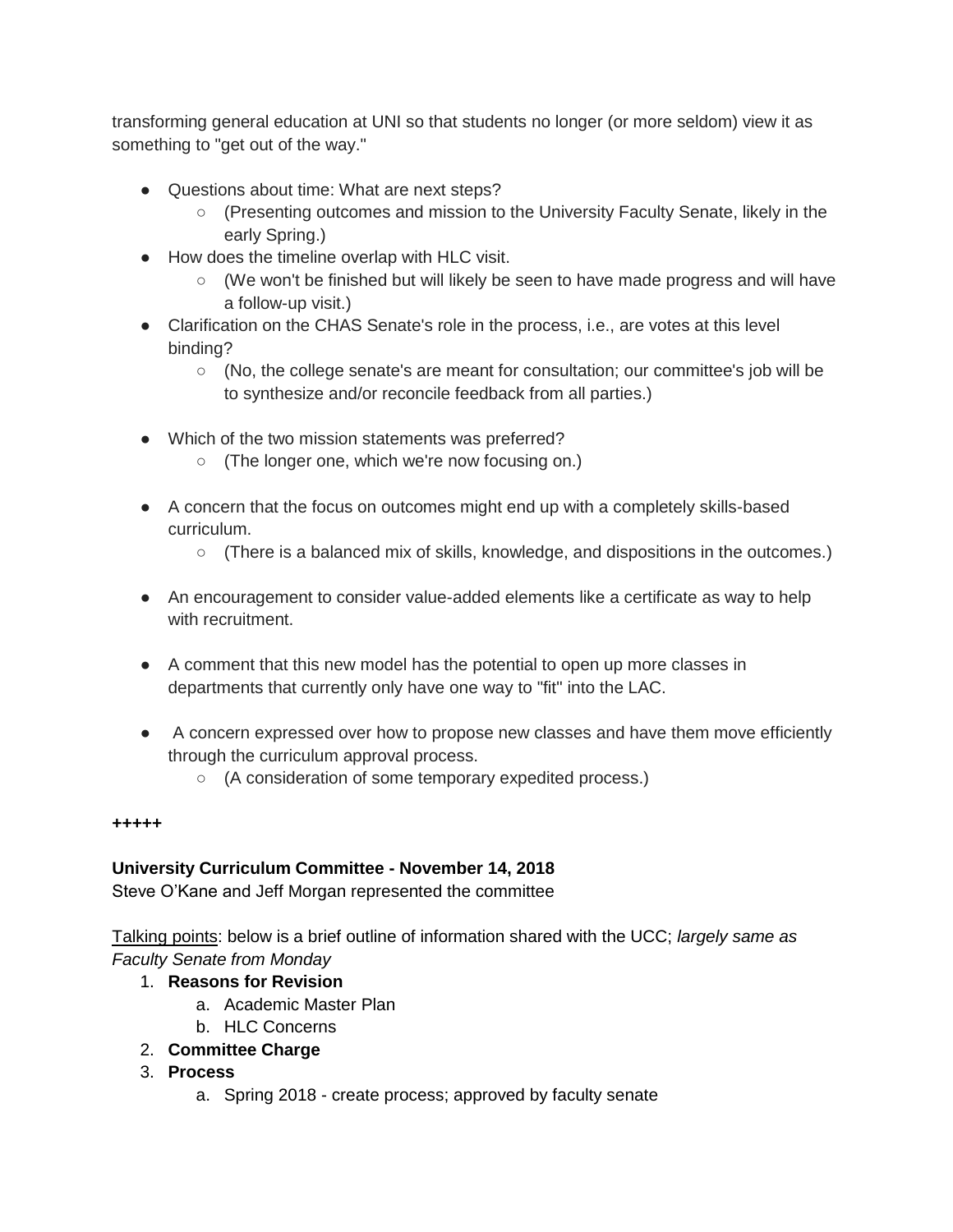transforming general education at UNI so that students no longer (or more seldom) view it as something to "get out of the way."

- Questions about time: What are next steps?
  - (Presenting outcomes and mission to the University Faculty Senate, likely in the early Spring.)
- How does the timeline overlap with HLC visit.
  - (We won't be finished but will likely be seen to have made progress and will have a follow-up visit.)
- Clarification on the CHAS Senate's role in the process, i.e., are votes at this level binding?
  - (No, the college senate's are meant for consultation; our committee's job will be to synthesize and/or reconcile feedback from all parties.)

- Which of the two mission statements was preferred?
  - (The longer one, which we're now focusing on.)

- A concern that the focus on outcomes might end up with a completely skills-based curriculum.
  - (There is a balanced mix of skills, knowledge, and dispositions in the outcomes.)

- An encouragement to consider value-added elements like a certificate as way to help with recruitment.

- A comment that this new model has the potential to open up more classes in departments that currently only have one way to "fit" into the LAC.

- A concern expressed over how to propose new classes and have them move efficiently through the curriculum approval process.
  - (A consideration of some temporary expedited process.)

**+++++**

**University Curriculum Committee - November 14, 2018**
Steve O'Kane and Jeff Morgan represented the committee

<u>Talking points</u>: below is a brief outline of information shared with the UCC; *largely same as Faculty Senate from Monday*

1. **Reasons for Revision**
   a. Academic Master Plan
   b. HLC Concerns
2. **Committee Charge**
3. **Process**
   a. Spring 2018 - create process; approved by faculty senate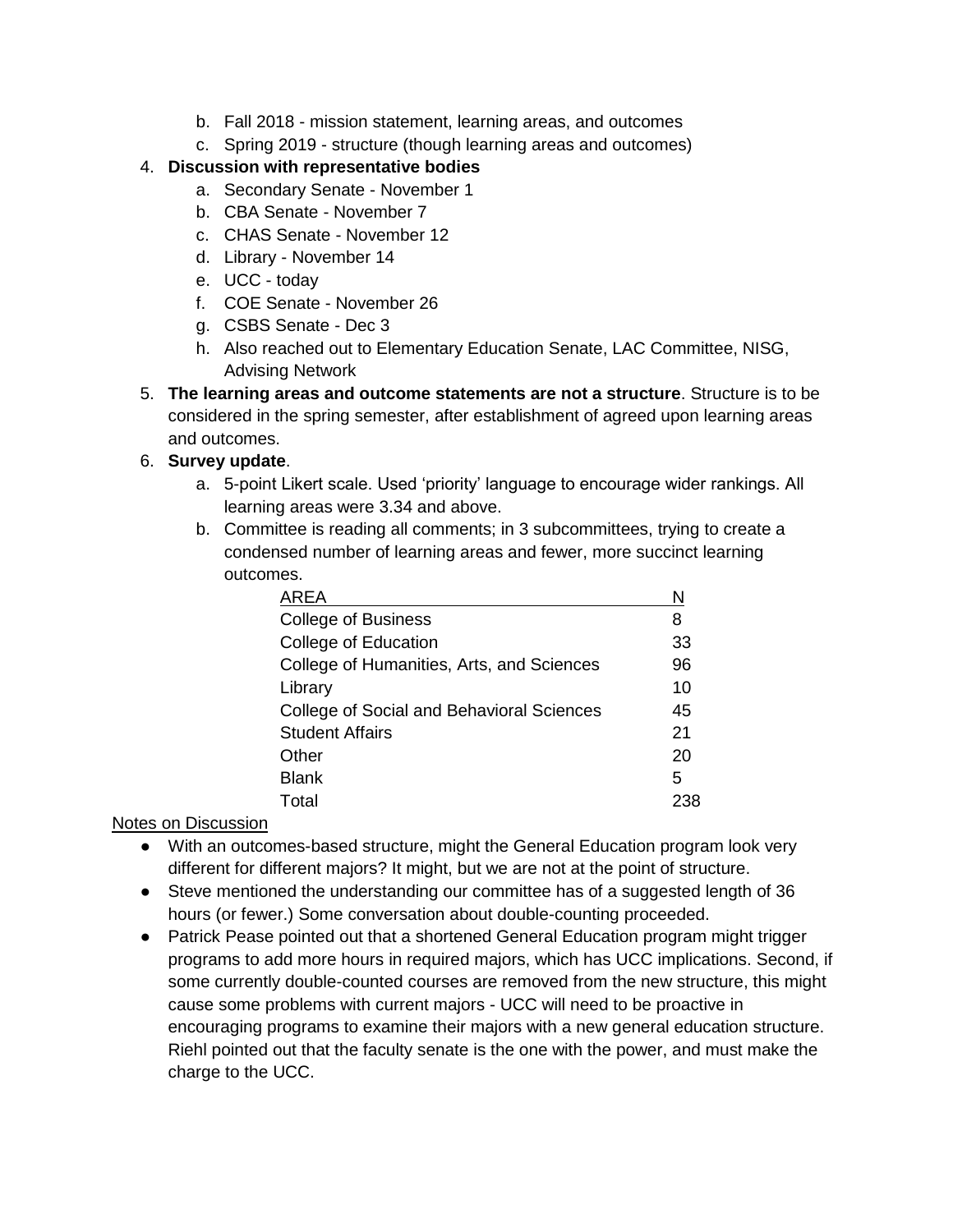b. Fall 2018 - mission statement, learning areas, and outcomes
   c. Spring 2019 - structure (though learning areas and outcomes)

4. **Discussion with representative bodies**
   a. Secondary Senate - November 1
   b. CBA Senate - November 7
   c. CHAS Senate - November 12
   d. Library - November 14
   e. UCC - today
   f. COE Senate - November 26
   g. CSBS Senate - Dec 3
   h. Also reached out to Elementary Education Senate, LAC Committee, NISG, Advising Network
5. **The learning areas and outcome statements are not a structure**. Structure is to be considered in the spring semester, after establishment of agreed upon learning areas and outcomes.
6. **Survey update**.
   a. 5-point Likert scale. Used 'priority' language to encourage wider rankings. All learning areas were 3.34 and above.
   b. Committee is reading all comments; in 3 subcommittees, trying to create a condensed number of learning areas and fewer, more succinct learning outcomes.

| AREA | N |
|---|---|
| College of Business | 8 |
| College of Education | 33 |
| College of Humanities, Arts, and Sciences | 96 |
| Library | 10 |
| College of Social and Behavioral Sciences | 45 |
| Student Affairs | 21 |
| Other | 20 |
| Blank | 5 |
| Total | 238 |

Notes on Discussion

- With an outcomes-based structure, might the General Education program look very different for different majors? It might, but we are not at the point of structure.
- Steve mentioned the understanding our committee has of a suggested length of 36 hours (or fewer.) Some conversation about double-counting proceeded.
- Patrick Pease pointed out that a shortened General Education program might trigger programs to add more hours in required majors, which has UCC implications. Second, if some currently double-counted courses are removed from the new structure, this might cause some problems with current majors - UCC will need to be proactive in encouraging programs to examine their majors with a new general education structure. Riehl pointed out that the faculty senate is the one with the power, and must make the charge to the UCC.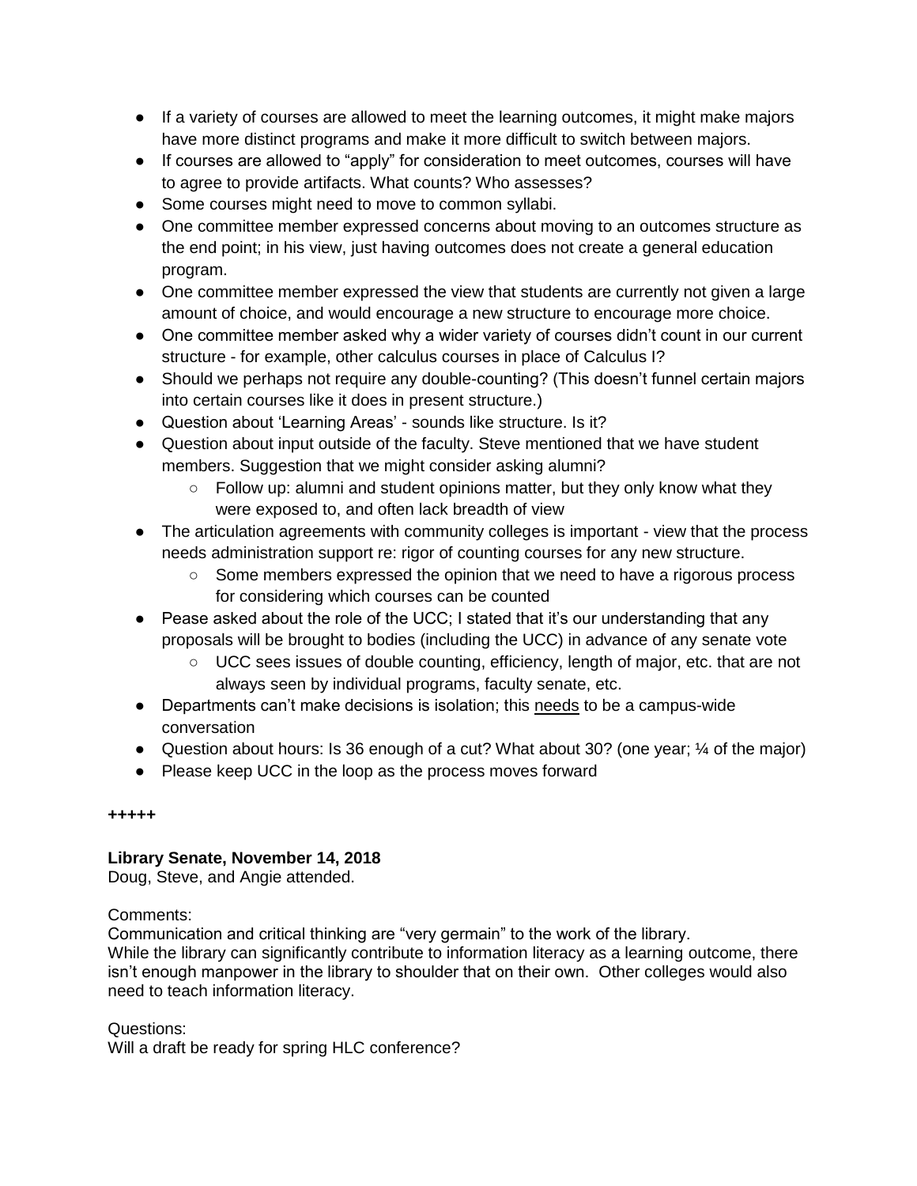- If a variety of courses are allowed to meet the learning outcomes, it might make majors have more distinct programs and make it more difficult to switch between majors.
- If courses are allowed to "apply" for consideration to meet outcomes, courses will have to agree to provide artifacts. What counts? Who assesses?
- Some courses might need to move to common syllabi.
- One committee member expressed concerns about moving to an outcomes structure as the end point; in his view, just having outcomes does not create a general education program.
- One committee member expressed the view that students are currently not given a large amount of choice, and would encourage a new structure to encourage more choice.
- One committee member asked why a wider variety of courses didn't count in our current structure - for example, other calculus courses in place of Calculus I?
- Should we perhaps not require any double-counting? (This doesn't funnel certain majors into certain courses like it does in present structure.)
- Question about 'Learning Areas' - sounds like structure. Is it?
- Question about input outside of the faculty. Steve mentioned that we have student members. Suggestion that we might consider asking alumni?
    - Follow up: alumni and student opinions matter, but they only know what they were exposed to, and often lack breadth of view
- The articulation agreements with community colleges is important - view that the process needs administration support re: rigor of counting courses for any new structure.
    - Some members expressed the opinion that we need to have a rigorous process for considering which courses can be counted
- Pease asked about the role of the UCC; I stated that it's our understanding that any proposals will be brought to bodies (including the UCC) in advance of any senate vote
    - UCC sees issues of double counting, efficiency, length of major, etc. that are not always seen by individual programs, faculty senate, etc.
- Departments can't make decisions is isolation; this <u>needs</u> to be a campus-wide conversation
- Question about hours: Is 36 enough of a cut? What about 30? (one year; ¼ of the major)
- Please keep UCC in the loop as the process moves forward

**+++++**

**Library Senate, November 14, 2018**
Doug, Steve, and Angie attended.

Comments:
Communication and critical thinking are "very germain" to the work of the library.
While the library can significantly contribute to information literacy as a learning outcome, there isn't enough manpower in the library to shoulder that on their own. Other colleges would also need to teach information literacy.

Questions:
Will a draft be ready for spring HLC conference?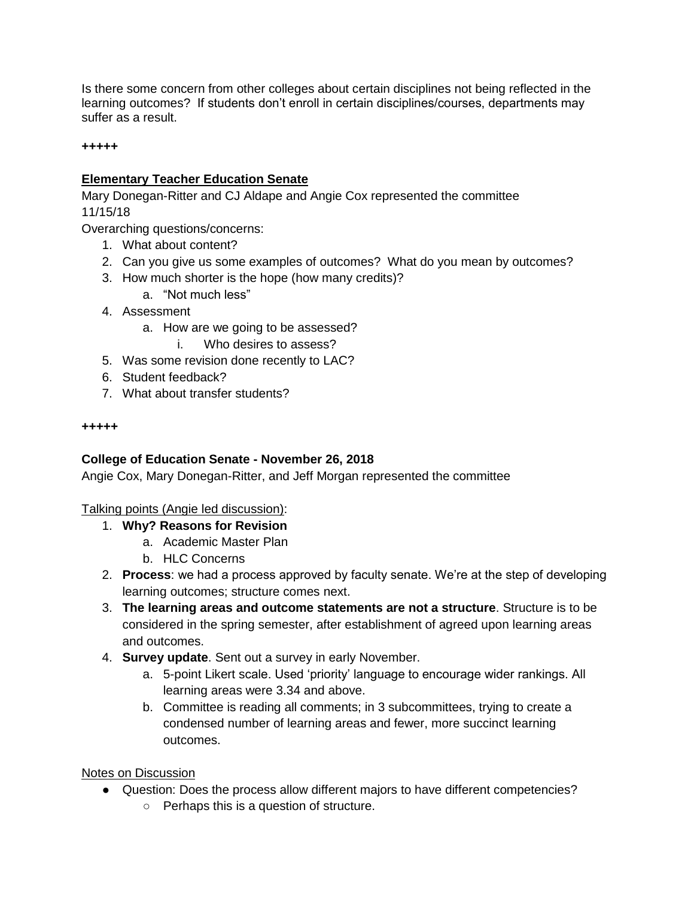Is there some concern from other colleges about certain disciplines not being reflected in the learning outcomes? If students don't enroll in certain disciplines/courses, departments may suffer as a result.

**+++++**

**Elementary Teacher Education Senate**

Mary Donegan-Ritter and CJ Aldape and Angie Cox represented the committee
11/15/18

Overarching questions/concerns:

1. What about content?
2. Can you give us some examples of outcomes? What do you mean by outcomes?
3. How much shorter is the hope (how many credits)?
    a. "Not much less"
4. Assessment
    a. How are we going to be assessed?
        i. Who desires to assess?
5. Was some revision done recently to LAC?
6. Student feedback?
7. What about transfer students?

**+++++**

**College of Education Senate - November 26, 2018**

Angie Cox, Mary Donegan-Ritter, and Jeff Morgan represented the committee

Talking points (Angie led discussion):

1. **Why? Reasons for Revision**
    a. Academic Master Plan
    b. HLC Concerns
2. **Process**: we had a process approved by faculty senate. We're at the step of developing learning outcomes; structure comes next.
3. **The learning areas and outcome statements are not a structure**. Structure is to be considered in the spring semester, after establishment of agreed upon learning areas and outcomes.
4. **Survey update**. Sent out a survey in early November.
    a. 5-point Likert scale. Used 'priority' language to encourage wider rankings. All learning areas were 3.34 and above.
    b. Committee is reading all comments; in 3 subcommittees, trying to create a condensed number of learning areas and fewer, more succinct learning outcomes.

Notes on Discussion

- Question: Does the process allow different majors to have different competencies?
    - Perhaps this is a question of structure.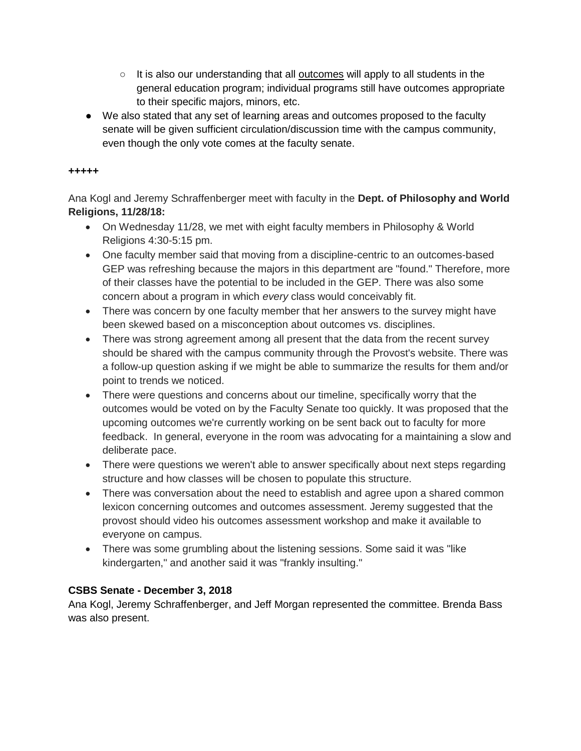- It is also our understanding that all outcomes will apply to all students in the general education program; individual programs still have outcomes appropriate to their specific majors, minors, etc.
- We also stated that any set of learning areas and outcomes proposed to the faculty senate will be given sufficient circulation/discussion time with the campus community, even though the only vote comes at the faculty senate.

**+++++**

Ana Kogl and Jeremy Schraffenberger meet with faculty in the **Dept. of Philosophy and World Religions, 11/28/18:**

- On Wednesday 11/28, we met with eight faculty members in Philosophy & World Religions 4:30-5:15 pm.
- One faculty member said that moving from a discipline-centric to an outcomes-based GEP was refreshing because the majors in this department are "found." Therefore, more of their classes have the potential to be included in the GEP. There was also some concern about a program in which *every* class would conceivably fit.
- There was concern by one faculty member that her answers to the survey might have been skewed based on a misconception about outcomes vs. disciplines.
- There was strong agreement among all present that the data from the recent survey should be shared with the campus community through the Provost's website. There was a follow-up question asking if we might be able to summarize the results for them and/or point to trends we noticed.
- There were questions and concerns about our timeline, specifically worry that the outcomes would be voted on by the Faculty Senate too quickly. It was proposed that the upcoming outcomes we're currently working on be sent back out to faculty for more feedback. In general, everyone in the room was advocating for a maintaining a slow and deliberate pace.
- There were questions we weren't able to answer specifically about next steps regarding structure and how classes will be chosen to populate this structure.
- There was conversation about the need to establish and agree upon a shared common lexicon concerning outcomes and outcomes assessment. Jeremy suggested that the provost should video his outcomes assessment workshop and make it available to everyone on campus.
- There was some grumbling about the listening sessions. Some said it was "like kindergarten," and another said it was "frankly insulting."

**CSBS Senate - December 3, 2018**

Ana Kogl, Jeremy Schraffenberger, and Jeff Morgan represented the committee. Brenda Bass was also present.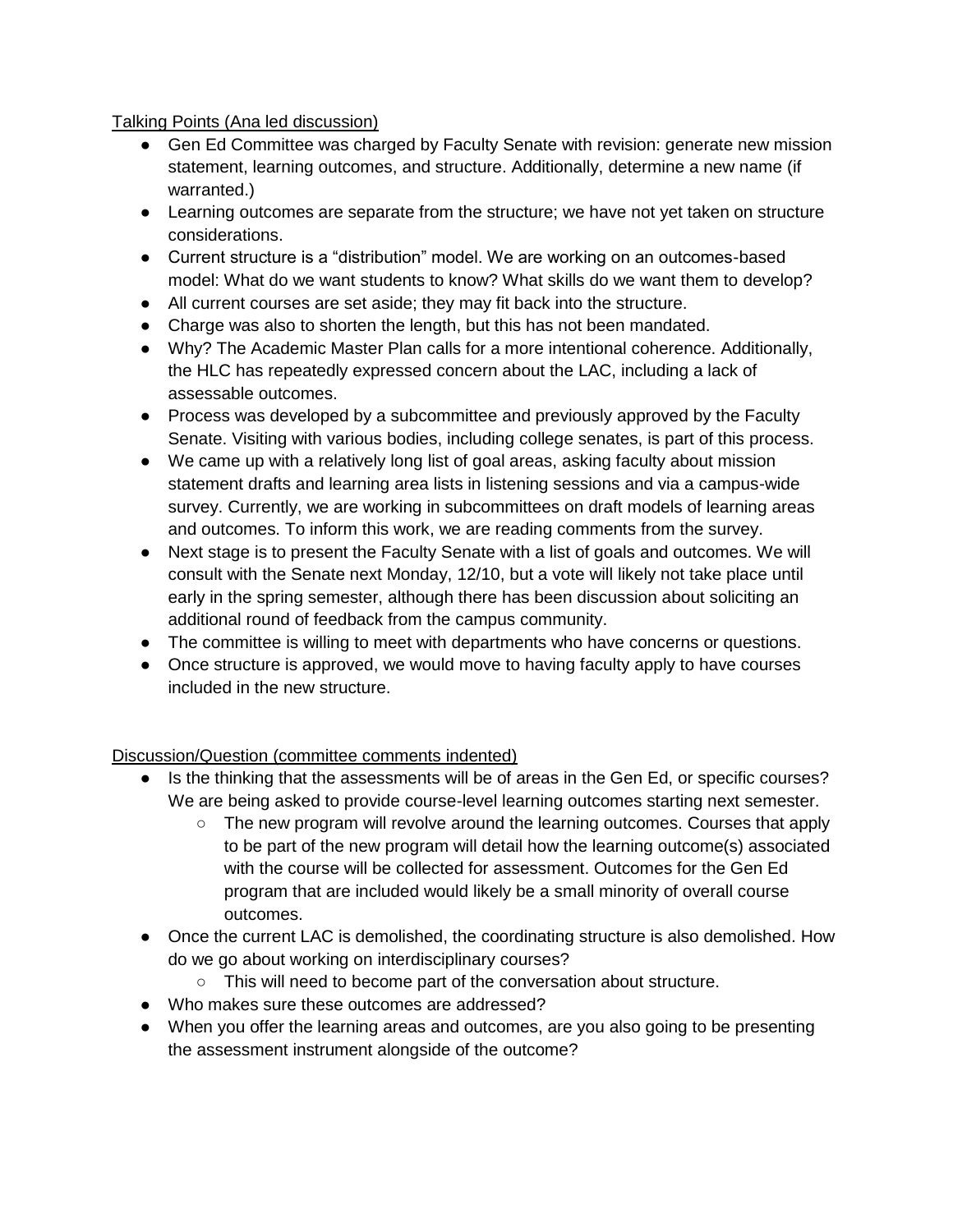Talking Points (Ana led discussion)

- Gen Ed Committee was charged by Faculty Senate with revision: generate new mission statement, learning outcomes, and structure. Additionally, determine a new name (if warranted.)
- Learning outcomes are separate from the structure; we have not yet taken on structure considerations.
- Current structure is a "distribution" model. We are working on an outcomes-based model: What do we want students to know? What skills do we want them to develop?
- All current courses are set aside; they may fit back into the structure.
- Charge was also to shorten the length, but this has not been mandated.
- Why? The Academic Master Plan calls for a more intentional coherence. Additionally, the HLC has repeatedly expressed concern about the LAC, including a lack of assessable outcomes.
- Process was developed by a subcommittee and previously approved by the Faculty Senate. Visiting with various bodies, including college senates, is part of this process.
- We came up with a relatively long list of goal areas, asking faculty about mission statement drafts and learning area lists in listening sessions and via a campus-wide survey. Currently, we are working in subcommittees on draft models of learning areas and outcomes. To inform this work, we are reading comments from the survey.
- Next stage is to present the Faculty Senate with a list of goals and outcomes. We will consult with the Senate next Monday, 12/10, but a vote will likely not take place until early in the spring semester, although there has been discussion about soliciting an additional round of feedback from the campus community.
- The committee is willing to meet with departments who have concerns or questions.
- Once structure is approved, we would move to having faculty apply to have courses included in the new structure.

Discussion/Question (committee comments indented)

- Is the thinking that the assessments will be of areas in the Gen Ed, or specific courses? We are being asked to provide course-level learning outcomes starting next semester.
    - The new program will revolve around the learning outcomes. Courses that apply to be part of the new program will detail how the learning outcome(s) associated with the course will be collected for assessment. Outcomes for the Gen Ed program that are included would likely be a small minority of overall course outcomes.
- Once the current LAC is demolished, the coordinating structure is also demolished. How do we go about working on interdisciplinary courses?
    - This will need to become part of the conversation about structure.
- Who makes sure these outcomes are addressed?
- When you offer the learning areas and outcomes, are you also going to be presenting the assessment instrument alongside of the outcome?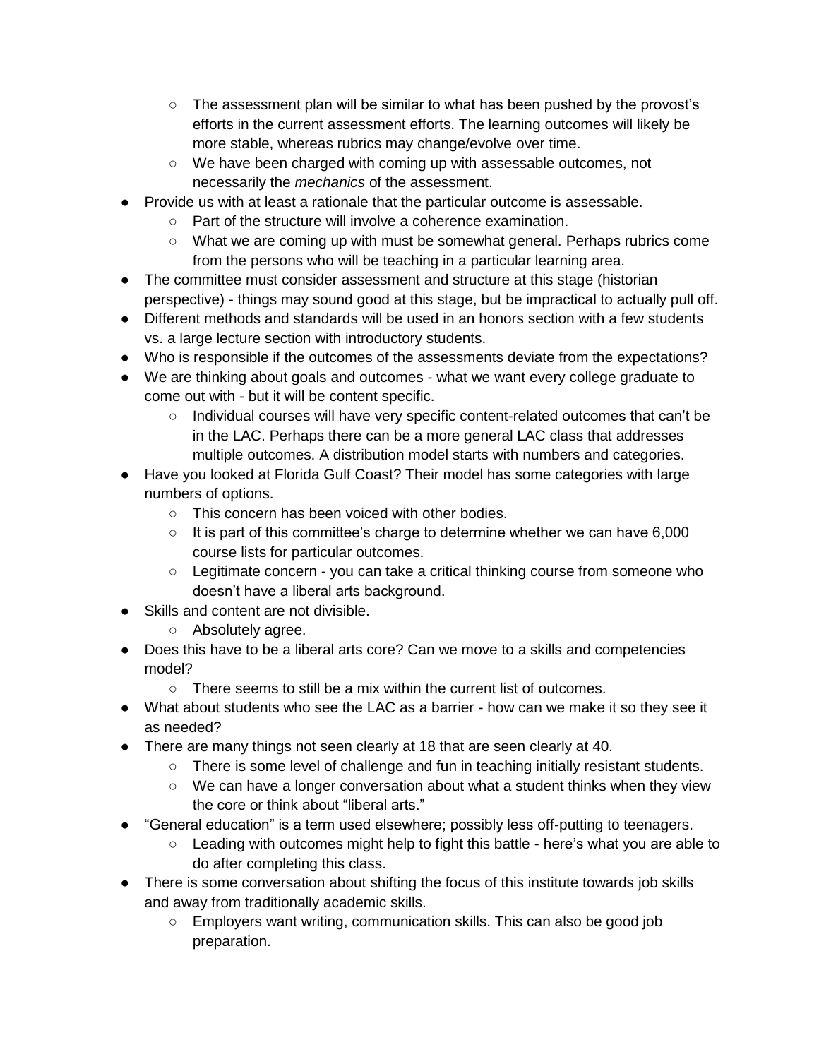- The assessment plan will be similar to what has been pushed by the provost's efforts in the current assessment efforts. The learning outcomes will likely be more stable, whereas rubrics may change/evolve over time.
    - We have been charged with coming up with assessable outcomes, not necessarily the *mechanics* of the assessment.
- Provide us with at least a rationale that the particular outcome is assessable.
    - Part of the structure will involve a coherence examination.
    - What we are coming up with must be somewhat general. Perhaps rubrics come from the persons who will be teaching in a particular learning area.
- The committee must consider assessment and structure at this stage (historian perspective) - things may sound good at this stage, but be impractical to actually pull off.
- Different methods and standards will be used in an honors section with a few students vs. a large lecture section with introductory students.
- Who is responsible if the outcomes of the assessments deviate from the expectations?
- We are thinking about goals and outcomes - what we want every college graduate to come out with - but it will be content specific.
    - Individual courses will have very specific content-related outcomes that can't be in the LAC. Perhaps there can be a more general LAC class that addresses multiple outcomes. A distribution model starts with numbers and categories.
- Have you looked at Florida Gulf Coast? Their model has some categories with large numbers of options.
    - This concern has been voiced with other bodies.
    - It is part of this committee's charge to determine whether we can have 6,000 course lists for particular outcomes.
    - Legitimate concern - you can take a critical thinking course from someone who doesn't have a liberal arts background.
- Skills and content are not divisible.
    - Absolutely agree.
- Does this have to be a liberal arts core? Can we move to a skills and competencies model?
    - There seems to still be a mix within the current list of outcomes.
- What about students who see the LAC as a barrier - how can we make it so they see it as needed?
- There are many things not seen clearly at 18 that are seen clearly at 40.
    - There is some level of challenge and fun in teaching initially resistant students.
    - We can have a longer conversation about what a student thinks when they view the core or think about "liberal arts."
- "General education" is a term used elsewhere; possibly less off-putting to teenagers.
    - Leading with outcomes might help to fight this battle - here's what you are able to do after completing this class.
- There is some conversation about shifting the focus of this institute towards job skills and away from traditionally academic skills.
    - Employers want writing, communication skills. This can also be good job preparation.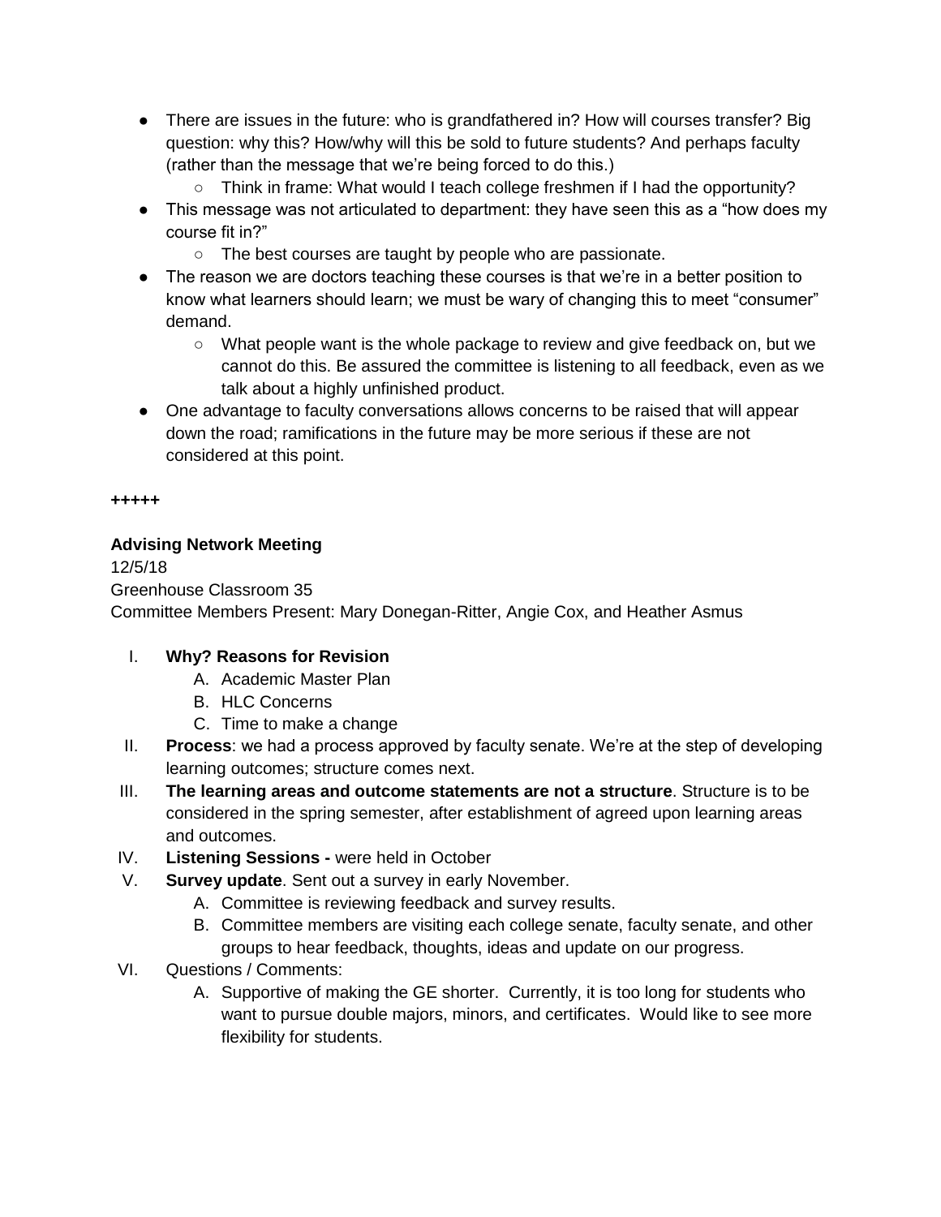- There are issues in the future: who is grandfathered in? How will courses transfer? Big question: why this? How/why will this be sold to future students? And perhaps faculty (rather than the message that we're being forced to do this.)
    - Think in frame: What would I teach college freshmen if I had the opportunity?
- This message was not articulated to department: they have seen this as a "how does my course fit in?"
    - The best courses are taught by people who are passionate.
- The reason we are doctors teaching these courses is that we're in a better position to know what learners should learn; we must be wary of changing this to meet "consumer" demand.
    - What people want is the whole package to review and give feedback on, but we cannot do this. Be assured the committee is listening to all feedback, even as we talk about a highly unfinished product.
- One advantage to faculty conversations allows concerns to be raised that will appear down the road; ramifications in the future may be more serious if these are not considered at this point.

**+++++**

**Advising Network Meeting**

12/5/18

Greenhouse Classroom 35

Committee Members Present: Mary Donegan-Ritter, Angie Cox, and Heather Asmus

I. **Why? Reasons for Revision**
    A. Academic Master Plan
    B. HLC Concerns
    C. Time to make a change
II. **Process**: we had a process approved by faculty senate. We're at the step of developing learning outcomes; structure comes next.
III. **The learning areas and outcome statements are not a structure**. Structure is to be considered in the spring semester, after establishment of agreed upon learning areas and outcomes.
IV. **Listening Sessions -** were held in October
V. **Survey update**. Sent out a survey in early November.
    A. Committee is reviewing feedback and survey results.
    B. Committee members are visiting each college senate, faculty senate, and other groups to hear feedback, thoughts, ideas and update on our progress.
VI. Questions / Comments:
    A. Supportive of making the GE shorter. Currently, it is too long for students who want to pursue double majors, minors, and certificates. Would like to see more flexibility for students.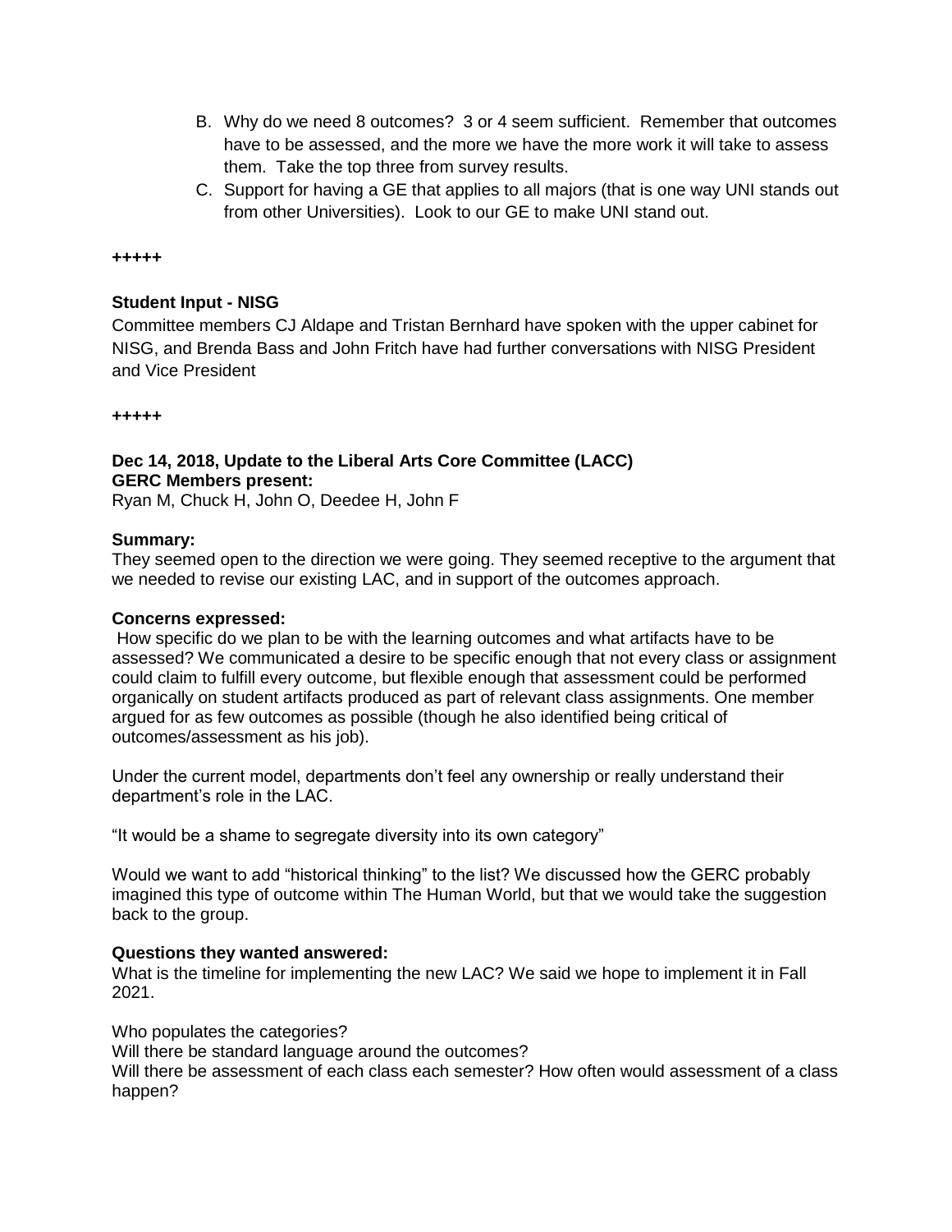B. Why do we need 8 outcomes? 3 or 4 seem sufficient. Remember that outcomes have to be assessed, and the more we have the more work it will take to assess them. Take the top three from survey results.

C. Support for having a GE that applies to all majors (that is one way UNI stands out from other Universities). Look to our GE to make UNI stand out.

**+++++**

**Student Input - NISG**

Committee members CJ Aldape and Tristan Bernhard have spoken with the upper cabinet for NISG, and Brenda Bass and John Fritch have had further conversations with NISG President and Vice President

**+++++**

**Dec 14, 2018, Update to the Liberal Arts Core Committee (LACC)**
**GERC Members present:**
Ryan M, Chuck H, John O, Deedee H, John F

**Summary:**
They seemed open to the direction we were going. They seemed receptive to the argument that we needed to revise our existing LAC, and in support of the outcomes approach.

**Concerns expressed:**
How specific do we plan to be with the learning outcomes and what artifacts have to be assessed? We communicated a desire to be specific enough that not every class or assignment could claim to fulfill every outcome, but flexible enough that assessment could be performed organically on student artifacts produced as part of relevant class assignments. One member argued for as few outcomes as possible (though he also identified being critical of outcomes/assessment as his job).

Under the current model, departments don't feel any ownership or really understand their department's role in the LAC.

"It would be a shame to segregate diversity into its own category"

Would we want to add "historical thinking" to the list? We discussed how the GERC probably imagined this type of outcome within The Human World, but that we would take the suggestion back to the group.

**Questions they wanted answered:**
What is the timeline for implementing the new LAC? We said we hope to implement it in Fall 2021.

Who populates the categories?
Will there be standard language around the outcomes?
Will there be assessment of each class each semester? How often would assessment of a class happen?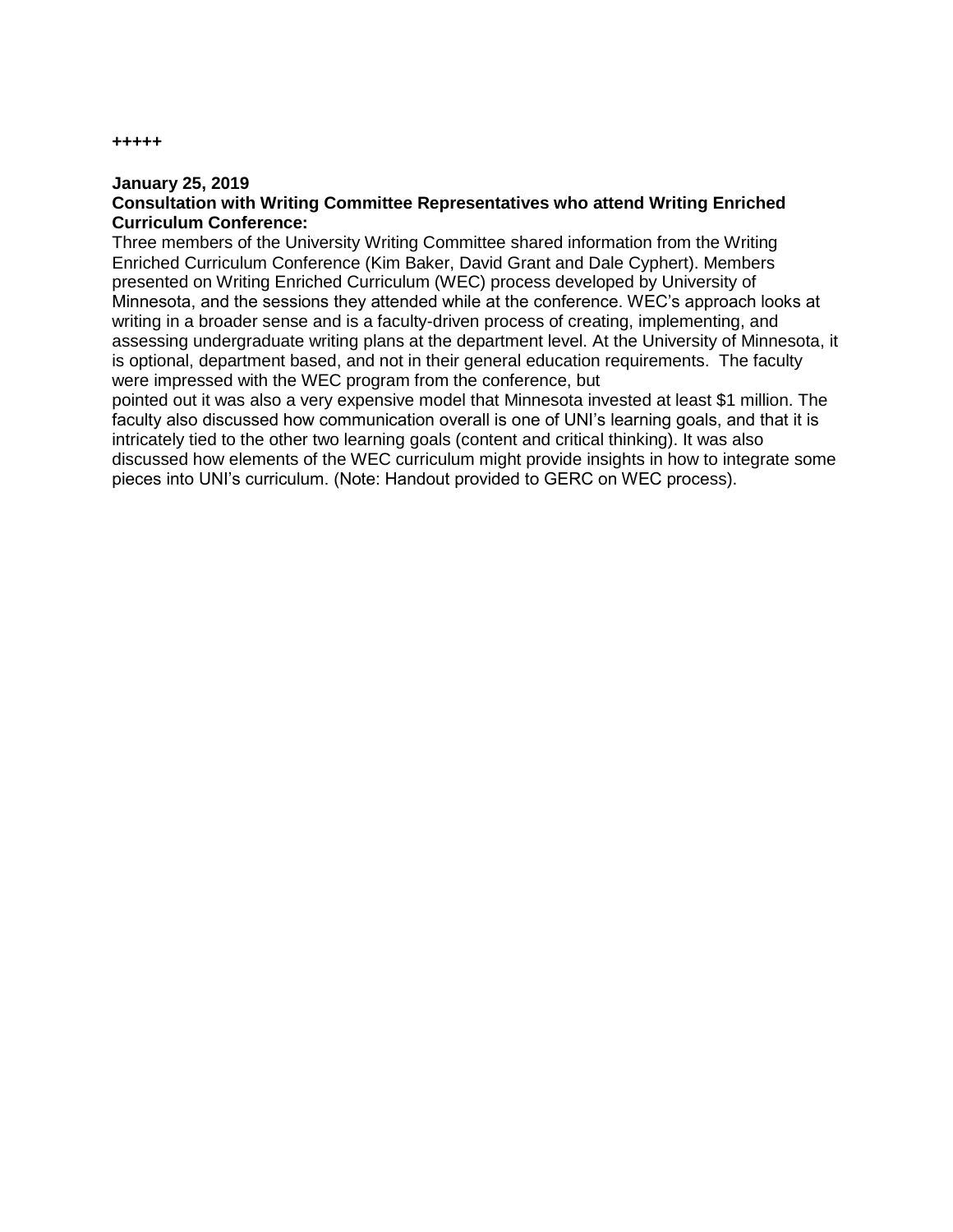**+++++**

**January 25, 2019**
**Consultation with Writing Committee Representatives who attend Writing Enriched Curriculum Conference:**

Three members of the University Writing Committee shared information from the Writing Enriched Curriculum Conference (Kim Baker, David Grant and Dale Cyphert). Members presented on Writing Enriched Curriculum (WEC) process developed by University of Minnesota, and the sessions they attended while at the conference. WEC's approach looks at writing in a broader sense and is a faculty-driven process of creating, implementing, and assessing undergraduate writing plans at the department level. At the University of Minnesota, it is optional, department based, and not in their general education requirements. The faculty were impressed with the WEC program from the conference, but pointed out it was also a very expensive model that Minnesota invested at least $1 million. The faculty also discussed how communication overall is one of UNI's learning goals, and that it is intricately tied to the other two learning goals (content and critical thinking). It was also discussed how elements of the WEC curriculum might provide insights in how to integrate some pieces into UNI's curriculum. (Note: Handout provided to GERC on WEC process).